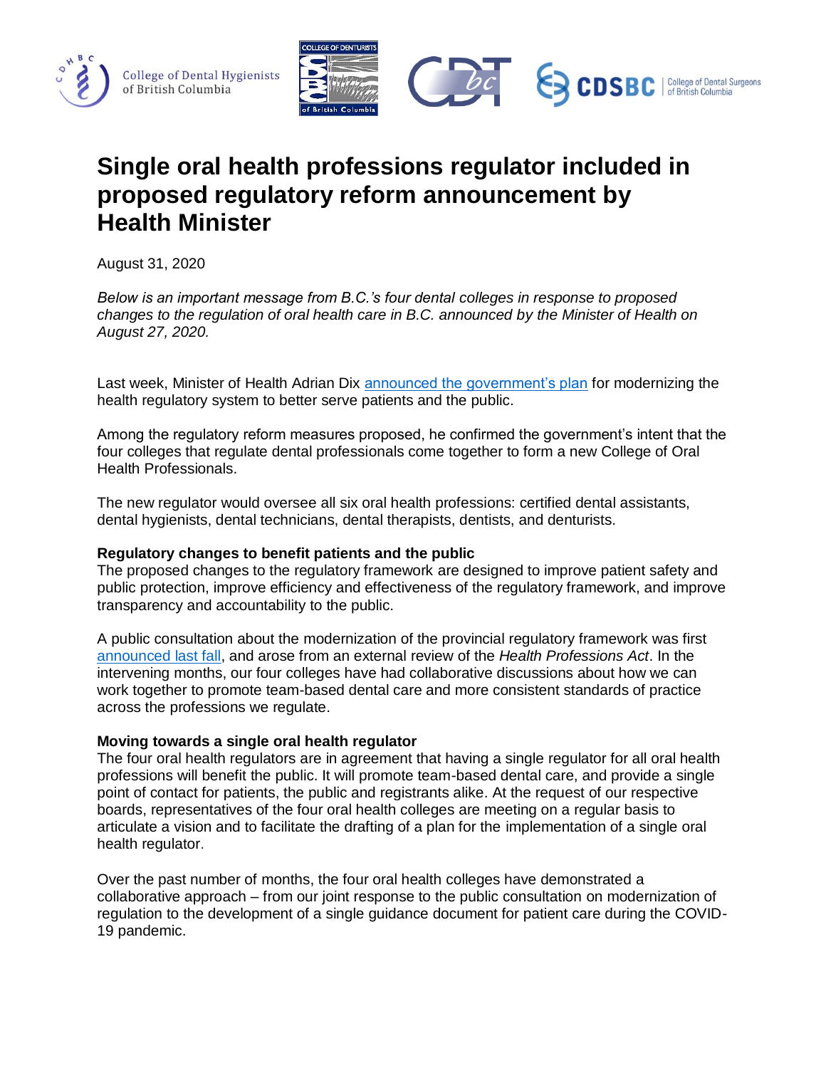# Single oral health professions regulator included in proposed regulatory reform announcement by Health Minister

August 31, 2020

*Below is an important message from B.C.'s four dental colleges in response to proposed changes to the regulation of oral health care in B.C. announced by the Minister of Health on August 27, 2020.*

Last week, Minister of Health Adrian Dix announced the government's plan for modernizing the health regulatory system to better serve patients and the public.

Among the regulatory reform measures proposed, he confirmed the government's intent that the four colleges that regulate dental professionals come together to form a new College of Oral Health Professionals.

The new regulator would oversee all six oral health professions: certified dental assistants, dental hygienists, dental technicians, dental therapists, dentists, and denturists.

**Regulatory changes to benefit patients and the public**

The proposed changes to the regulatory framework are designed to improve patient safety and public protection, improve efficiency and effectiveness of the regulatory framework, and improve transparency and accountability to the public.

A public consultation about the modernization of the provincial regulatory framework was first announced last fall, and arose from an external review of the *Health Professions Act*. In the intervening months, our four colleges have had collaborative discussions about how we can work together to promote team-based dental care and more consistent standards of practice across the professions we regulate.

**Moving towards a single oral health regulator**

The four oral health regulators are in agreement that having a single regulator for all oral health professions will benefit the public. It will promote team-based dental care, and provide a single point of contact for patients, the public and registrants alike. At the request of our respective boards, representatives of the four oral health colleges are meeting on a regular basis to articulate a vision and to facilitate the drafting of a plan for the implementation of a single oral health regulator.

Over the past number of months, the four oral health colleges have demonstrated a collaborative approach – from our joint response to the public consultation on modernization of regulation to the development of a single guidance document for patient care during the COVID-19 pandemic.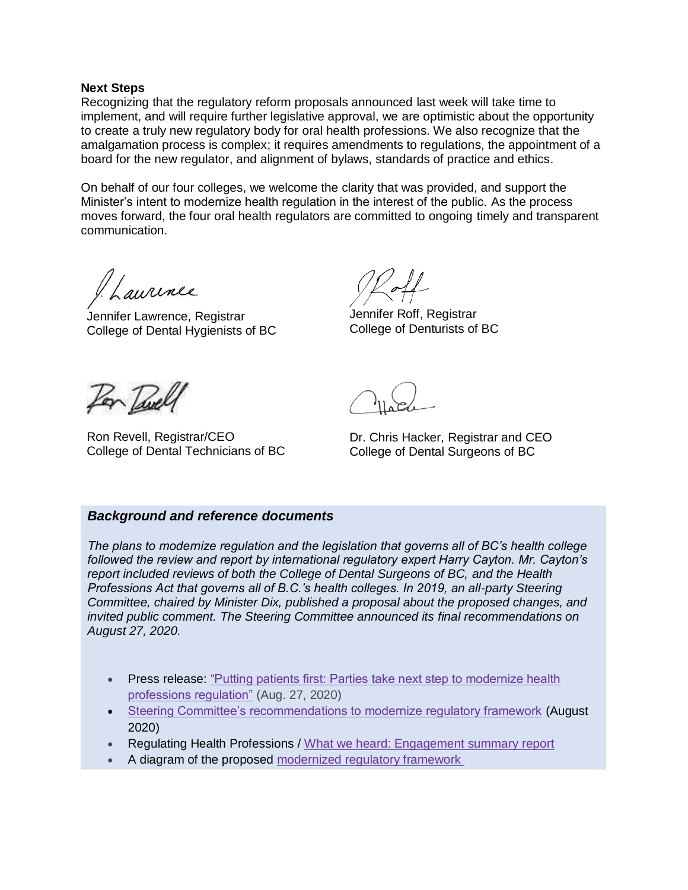**Next Steps**

Recognizing that the regulatory reform proposals announced last week will take time to implement, and will require further legislative approval, we are optimistic about the opportunity to create a truly new regulatory body for oral health professions. We also recognize that the amalgamation process is complex; it requires amendments to regulations, the appointment of a board for the new regulator, and alignment of bylaws, standards of practice and ethics.

On behalf of our four colleges, we welcome the clarity that was provided, and support the Minister's intent to modernize health regulation in the interest of the public. As the process moves forward, the four oral health regulators are committed to ongoing timely and transparent communication.

Jennifer Lawrence, Registrar
College of Dental Hygienists of BC

Jennifer Roff, Registrar
College of Denturists of BC

Ron Revell, Registrar/CEO
College of Dental Technicians of BC

Dr. Chris Hacker, Registrar and CEO
College of Dental Surgeons of BC

***Background and reference documents***

*The plans to modernize regulation and the legislation that governs all of BC's health college followed the review and report by international regulatory expert Harry Cayton. Mr. Cayton's report included reviews of both the College of Dental Surgeons of BC, and the Health Professions Act that governs all of B.C.'s health colleges. In 2019, an all-party Steering Committee, chaired by Minister Dix, published a proposal about the proposed changes, and invited public comment. The Steering Committee announced its final recommendations on August 27, 2020.*

- Press release: "Putting patients first: Parties take next step to modernize health professions regulation" (Aug. 27, 2020)
- Steering Committee's recommendations to modernize regulatory framework (August 2020)
- Regulating Health Professions / What we heard: Engagement summary report
- A diagram of the proposed modernized regulatory framework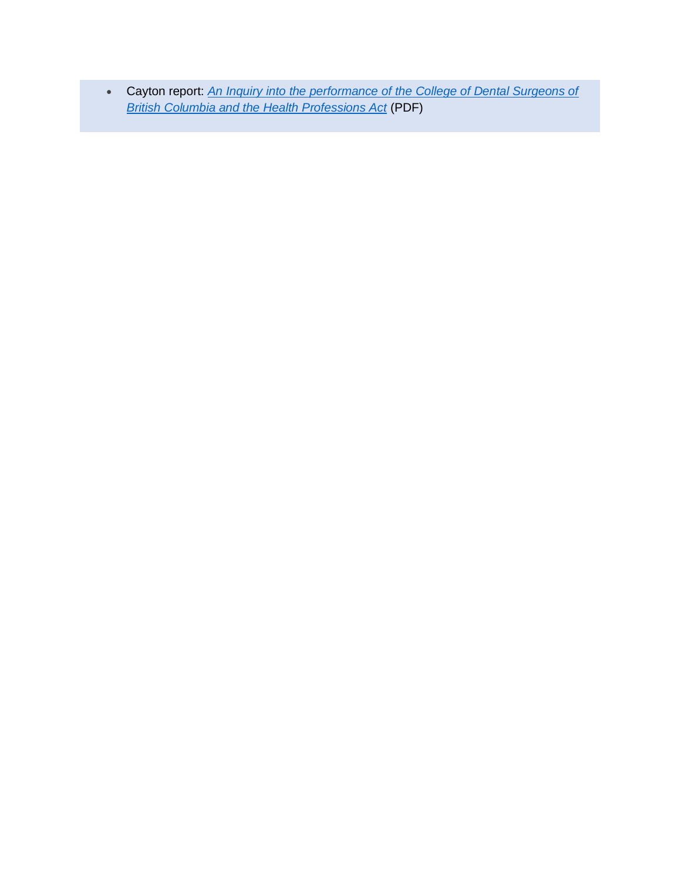- Cayton report: *An Inquiry into the performance of the College of Dental Surgeons of British Columbia and the Health Professions Act* (PDF)